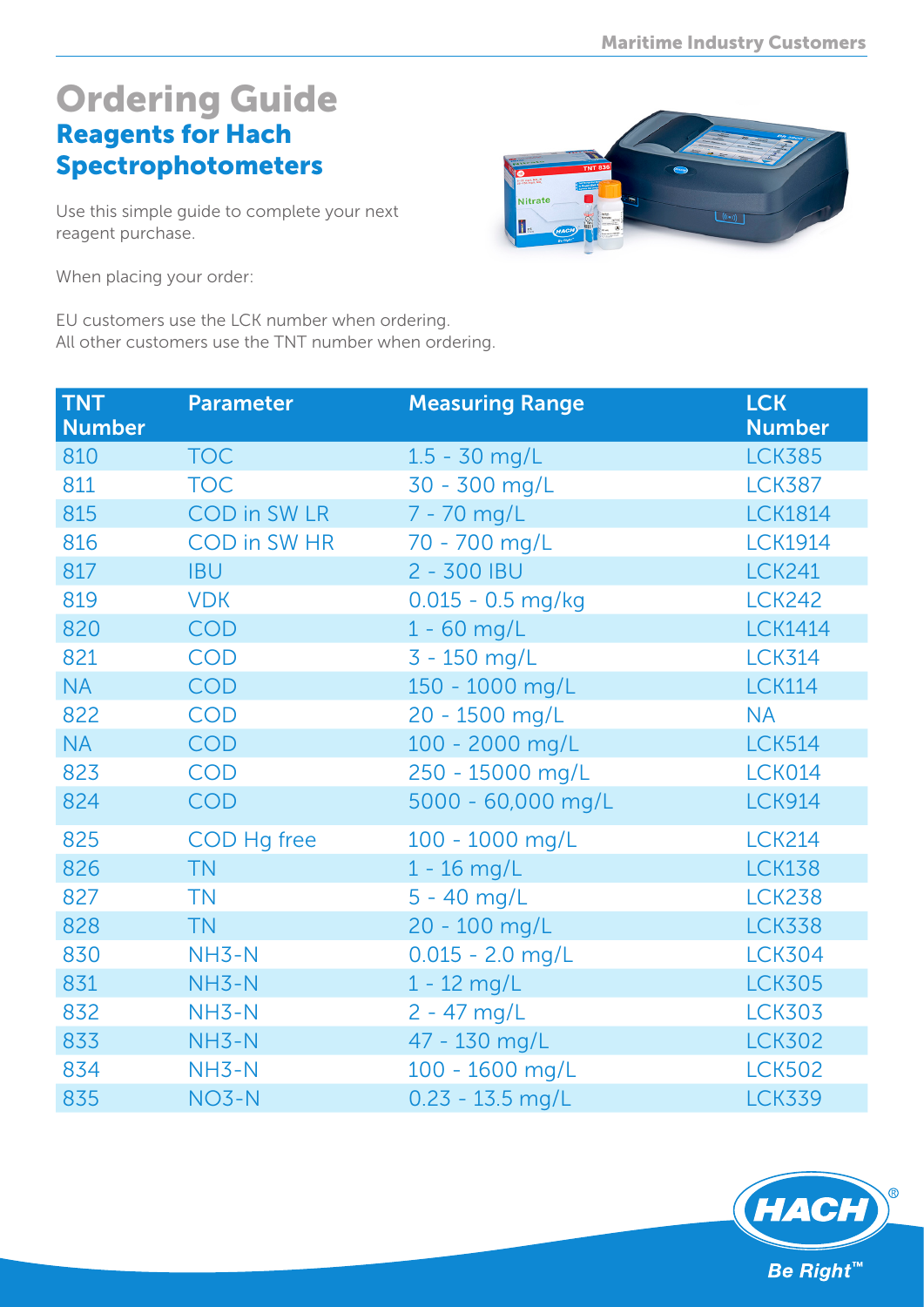# Ordering Guide

## Reagents for Hach Spectrophotometers

Use this simple guide to complete your next reagent purchase.

When placing your order:

EU customers use the LCK number when ordering.
All other customers use the TNT number when ordering.

| TNT Number | Parameter | Measuring Range | LCK Number |
|---|---|---|---|
| 810 | TOC | 1.5 - 30 mg/L | LCK385 |
| 811 | TOC | 30 - 300 mg/L | LCK387 |
| 815 | COD in SW LR | 7 - 70 mg/L | LCK1814 |
| 816 | COD in SW HR | 70 - 700 mg/L | LCK1914 |
| 817 | IBU | 2 - 300 IBU | LCK241 |
| 819 | VDK | 0.015 - 0.5 mg/kg | LCK242 |
| 820 | COD | 1 - 60 mg/L | LCK1414 |
| 821 | COD | 3 - 150 mg/L | LCK314 |
| NA | COD | 150 - 1000 mg/L | LCK114 |
| 822 | COD | 20 - 1500 mg/L | NA |
| NA | COD | 100 - 2000 mg/L | LCK514 |
| 823 | COD | 250 - 15000 mg/L | LCK014 |
| 824 | COD | 5000 - 60,000 mg/L | LCK914 |
| 825 | COD Hg free | 100 - 1000 mg/L | LCK214 |
| 826 | TN | 1 - 16 mg/L | LCK138 |
| 827 | TN | 5 - 40 mg/L | LCK238 |
| 828 | TN | 20 - 100 mg/L | LCK338 |
| 830 | $NH_3$-N | 0.015 - 2.0 mg/L | LCK304 |
| 831 | $NH_3$-N | 1 - 12 mg/L | LCK305 |
| 832 | $NH_3$-N | 2 - 47 mg/L | LCK303 |
| 833 | $NH_3$-N | 47 - 130 mg/L | LCK302 |
| 834 | $NH_3$-N | 100 - 1600 mg/L | LCK502 |
| 835 | $NO_3$-N | 0.23 - 13.5 mg/L | LCK339 |

HACH®
Be Right™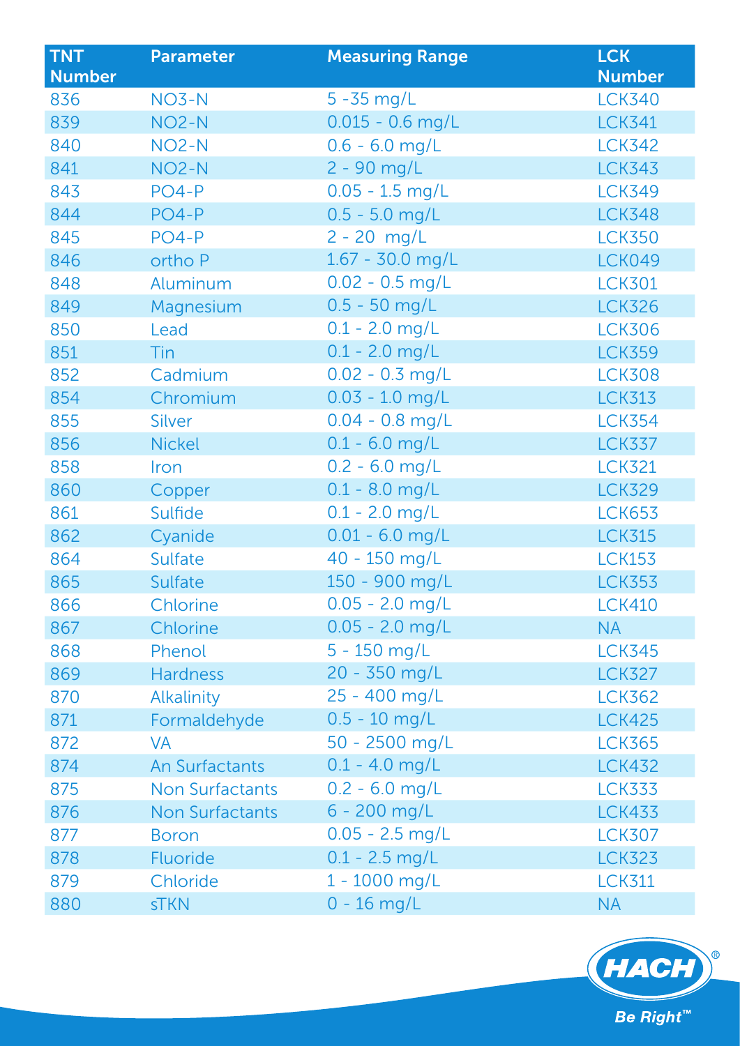| TNT Number | Parameter | Measuring Range | LCK Number |
|---|---|---|---|
| 836 | NO3-N | 5 -35 mg/L | LCK340 |
| 839 | NO2-N | 0.015 - 0.6 mg/L | LCK341 |
| 840 | NO2-N | 0.6 - 6.0 mg/L | LCK342 |
| 841 | NO2-N | 2 - 90 mg/L | LCK343 |
| 843 | PO4-P | 0.05 - 1.5 mg/L | LCK349 |
| 844 | PO4-P | 0.5 - 5.0 mg/L | LCK348 |
| 845 | PO4-P | 2 - 20 mg/L | LCK350 |
| 846 | ortho P | 1.67 - 30.0 mg/L | LCK049 |
| 848 | Aluminum | 0.02 - 0.5 mg/L | LCK301 |
| 849 | Magnesium | 0.5 - 50 mg/L | LCK326 |
| 850 | Lead | 0.1 - 2.0 mg/L | LCK306 |
| 851 | Tin | 0.1 - 2.0 mg/L | LCK359 |
| 852 | Cadmium | 0.02 - 0.3 mg/L | LCK308 |
| 854 | Chromium | 0.03 - 1.0 mg/L | LCK313 |
| 855 | Silver | 0.04 - 0.8 mg/L | LCK354 |
| 856 | Nickel | 0.1 - 6.0 mg/L | LCK337 |
| 858 | Iron | 0.2 - 6.0 mg/L | LCK321 |
| 860 | Copper | 0.1 - 8.0 mg/L | LCK329 |
| 861 | Sulfide | 0.1 - 2.0 mg/L | LCK653 |
| 862 | Cyanide | 0.01 - 6.0 mg/L | LCK315 |
| 864 | Sulfate | 40 - 150 mg/L | LCK153 |
| 865 | Sulfate | 150 - 900 mg/L | LCK353 |
| 866 | Chlorine | 0.05 - 2.0 mg/L | LCK410 |
| 867 | Chlorine | 0.05 - 2.0 mg/L | NA |
| 868 | Phenol | 5 - 150 mg/L | LCK345 |
| 869 | Hardness | 20 - 350 mg/L | LCK327 |
| 870 | Alkalinity | 25 - 400 mg/L | LCK362 |
| 871 | Formaldehyde | 0.5 - 10 mg/L | LCK425 |
| 872 | VA | 50 - 2500 mg/L | LCK365 |
| 874 | An Surfactants | 0.1 - 4.0 mg/L | LCK432 |
| 875 | Non Surfactants | 0.2 - 6.0 mg/L | LCK333 |
| 876 | Non Surfactants | 6 - 200 mg/L | LCK433 |
| 877 | Boron | 0.05 - 2.5 mg/L | LCK307 |
| 878 | Fluoride | 0.1 - 2.5 mg/L | LCK323 |
| 879 | Chloride | 1 - 1000 mg/L | LCK311 |
| 880 | sTKN | 0 - 16 mg/L | NA |

HACH®

*Be Right™*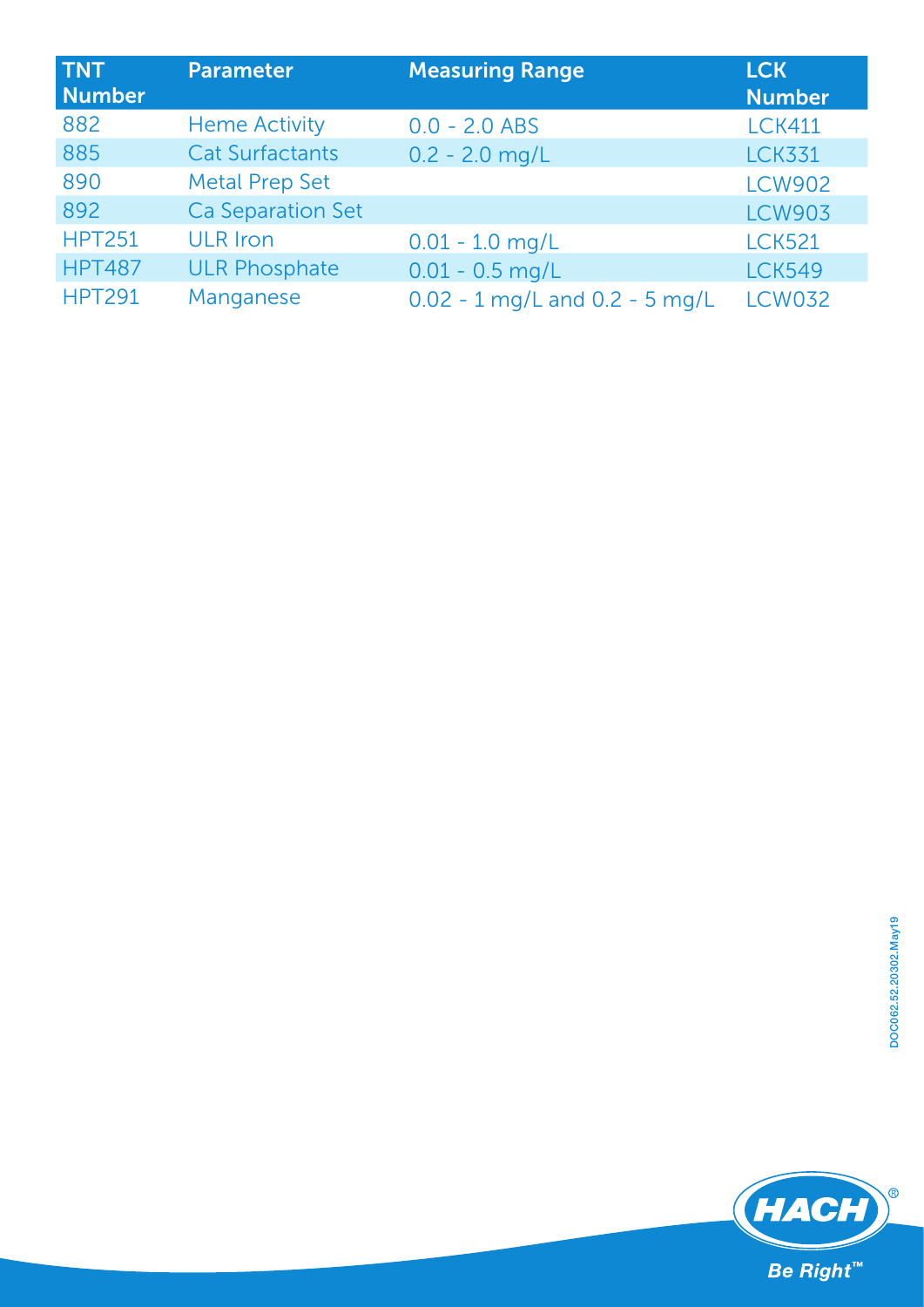| TNT Number | Parameter | Measuring Range | LCK Number |
|---|---|---|---|
| 882 | Heme Activity | 0.0 - 2.0 ABS | LCK411 |
| 885 | Cat Surfactants | 0.2 - 2.0 mg/L | LCK331 |
| 890 | Metal Prep Set | | LCW902 |
| 892 | Ca Separation Set | | LCW903 |
| HPT251 | ULR Iron | 0.01 - 1.0 mg/L | LCK521 |
| HPT487 | ULR Phosphate | 0.01 - 0.5 mg/L | LCK549 |
| HPT291 | Manganese | 0.02 - 1 mg/L and 0.2 - 5 mg/L | LCW032 |

DOC062.52.20302.May19

HACH®

Be Right™